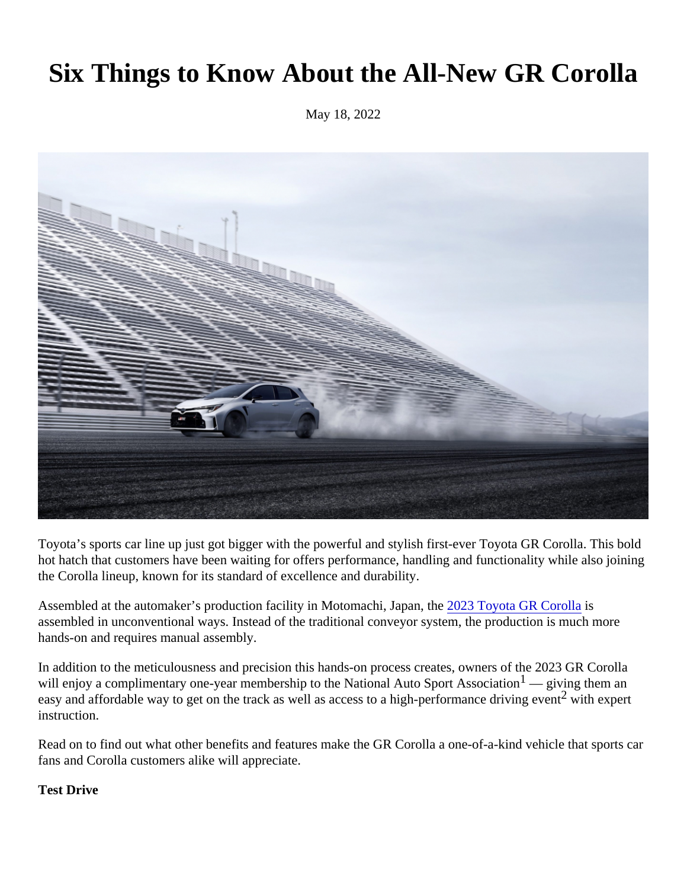# Six Things to Know About the All-New GR Corolla

May 18, 2022

Toyota's sports car line up just got bigger with the powerful and stylish first-ever Toyota GR Corolla. This bold hot hatch that customers have been waiting for offers performance, handling and functionality while also joining the Corolla lineup, known for its standard of excellence and durability.

Assembled at the automaker's production facility in Motomachi, Japan, the 2023 Toyota GR Corolla is assembled in unconventional ways. Instead of the traditional conveyor system, the production is much more hands-on and requires manual assembly.

In addition to the meticulousness and precision this hands-on process creates, owners of the 2023 GR Corolla will enjoy a complimentary one-year membership to the National Auto Sport Association[1] — giving them an easy and affordable way to get on the track as well as access to a high-performance driving event[2] with expert instruction.

Read on to find out what other benefits and features make the GR Corolla a one-of-a-kind vehicle that sports car fans and Corolla customers alike will appreciate.

**Test Drive**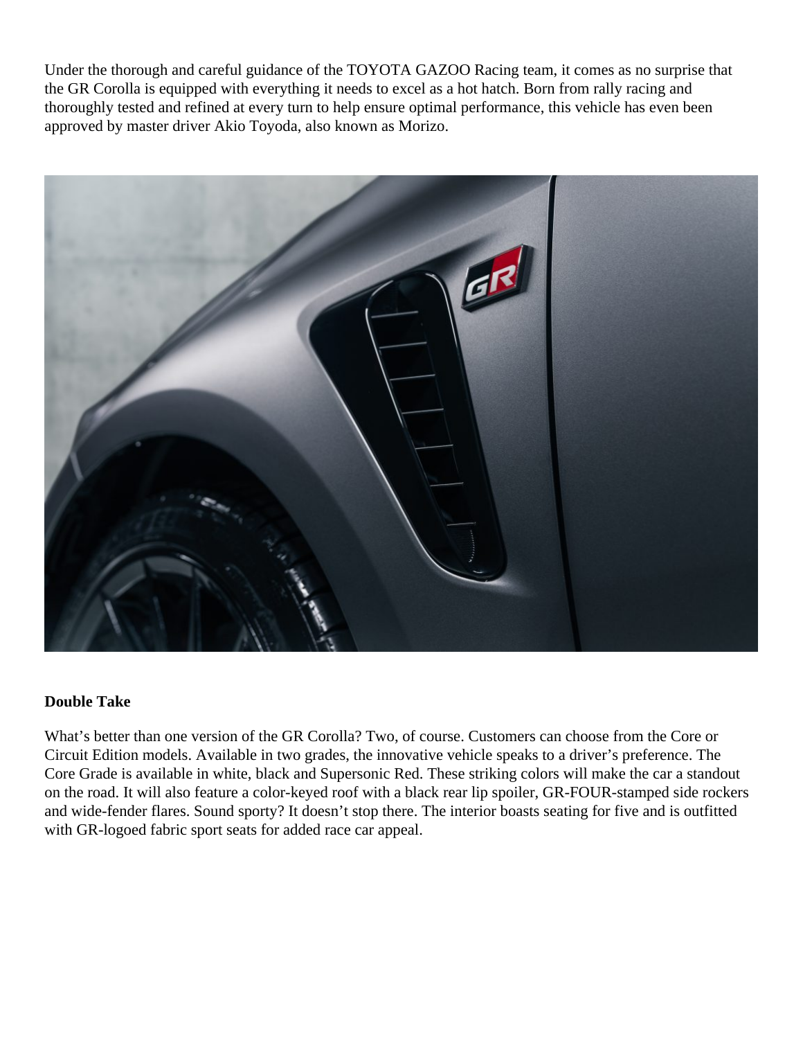Under the thorough and careful guidance of the TOYOTA GAZOO Racing team, it comes as no surprise that the GR Corolla is equipped with everything it needs to excel as a hot hatch. Born from rally racing and thoroughly tested and refined at every turn to help ensure optimal performance, this vehicle has even been approved by master driver Akio Toyoda, also known as Morizo.

**Double Take**

What's better than one version of the GR Corolla? Two, of course. Customers can choose from the Core or Circuit Edition models. Available in two grades, the innovative vehicle speaks to a driver's preference. The Core Grade is available in white, black and Supersonic Red. These striking colors will make the car a standout on the road. It will also feature a color-keyed roof with a black rear lip spoiler, GR-FOUR-stamped side rockers and wide-fender flares. Sound sporty? It doesn't stop there. The interior boasts seating for five and is outfitted with GR-logoed fabric sport seats for added race car appeal.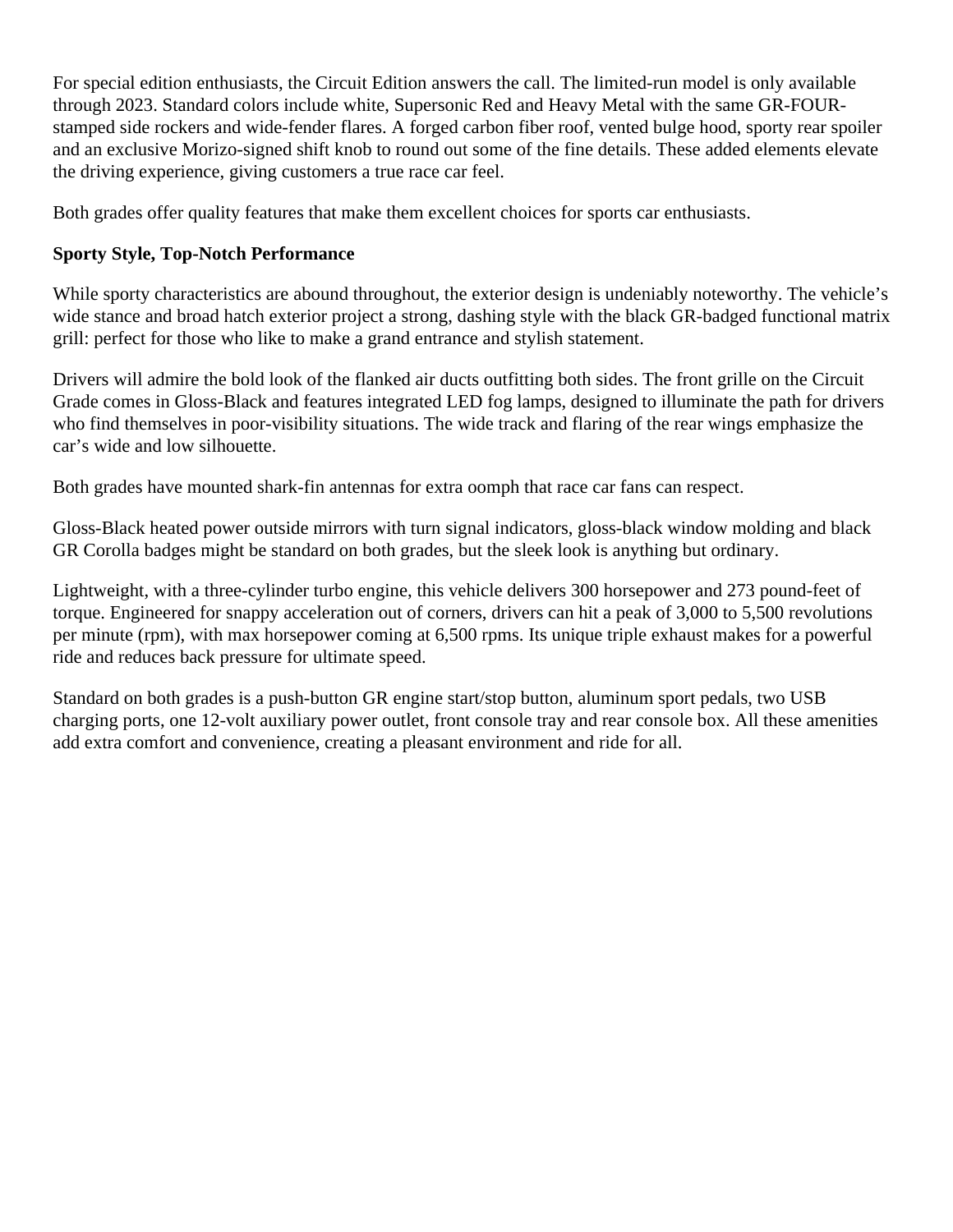For special edition enthusiasts, the Circuit Edition answers the call. The limited-run model is only available through 2023. Standard colors include white, Supersonic Red and Heavy Metal with the same GR-FOUR-stamped side rockers and wide-fender flares. A forged carbon fiber roof, vented bulge hood, sporty rear spoiler and an exclusive Morizo-signed shift knob to round out some of the fine details. These added elements elevate the driving experience, giving customers a true race car feel.

Both grades offer quality features that make them excellent choices for sports car enthusiasts.

**Sporty Style, Top-Notch Performance**

While sporty characteristics are abound throughout, the exterior design is undeniably noteworthy. The vehicle's wide stance and broad hatch exterior project a strong, dashing style with the black GR-badged functional matrix grill: perfect for those who like to make a grand entrance and stylish statement.

Drivers will admire the bold look of the flanked air ducts outfitting both sides. The front grille on the Circuit Grade comes in Gloss-Black and features integrated LED fog lamps, designed to illuminate the path for drivers who find themselves in poor-visibility situations. The wide track and flaring of the rear wings emphasize the car's wide and low silhouette.

Both grades have mounted shark-fin antennas for extra oomph that race car fans can respect.

Gloss-Black heated power outside mirrors with turn signal indicators, gloss-black window molding and black GR Corolla badges might be standard on both grades, but the sleek look is anything but ordinary.

Lightweight, with a three-cylinder turbo engine, this vehicle delivers 300 horsepower and 273 pound-feet of torque. Engineered for snappy acceleration out of corners, drivers can hit a peak of 3,000 to 5,500 revolutions per minute (rpm), with max horsepower coming at 6,500 rpms. Its unique triple exhaust makes for a powerful ride and reduces back pressure for ultimate speed.

Standard on both grades is a push-button GR engine start/stop button, aluminum sport pedals, two USB charging ports, one 12-volt auxiliary power outlet, front console tray and rear console box. All these amenities add extra comfort and convenience, creating a pleasant environment and ride for all.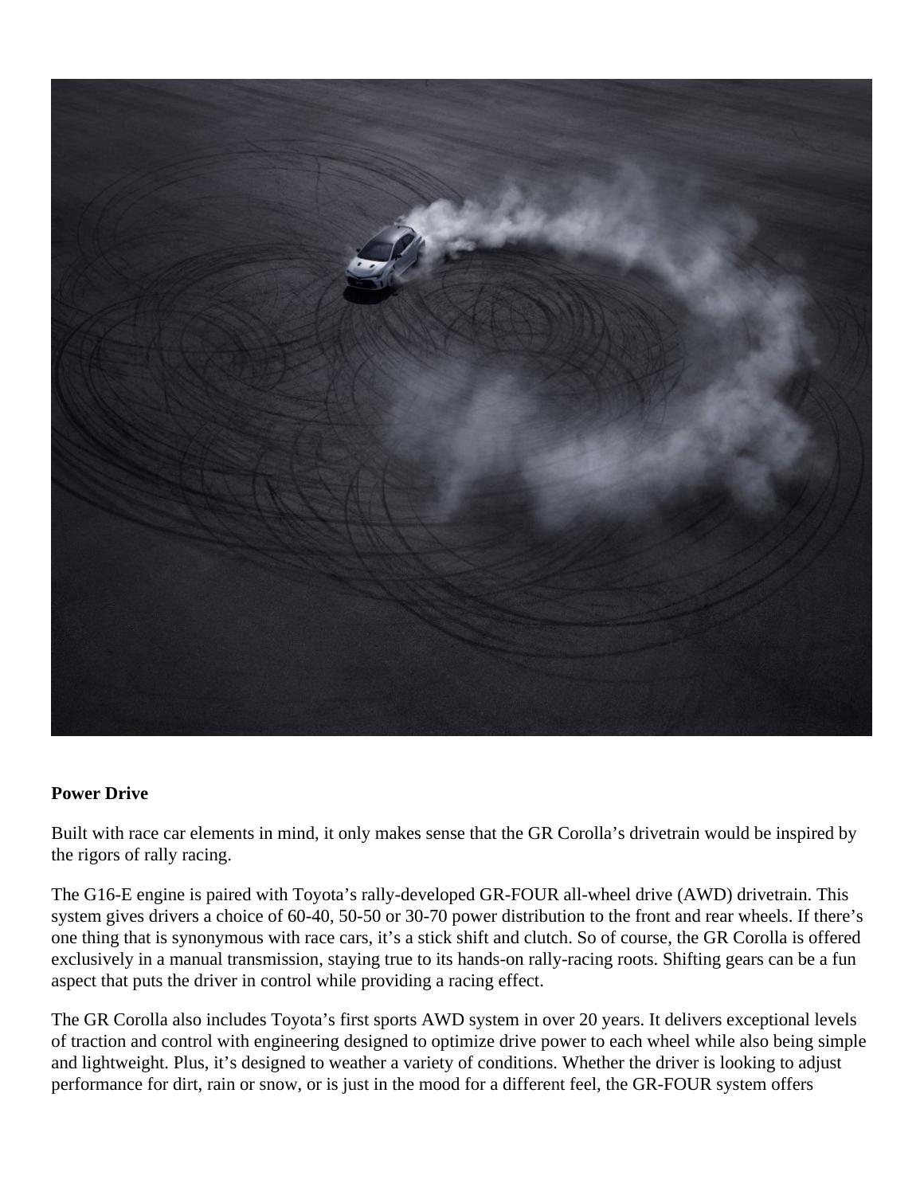**Power Drive**

Built with race car elements in mind, it only makes sense that the GR Corolla's drivetrain would be inspired by the rigors of rally racing.

The G16-E engine is paired with Toyota's rally-developed GR-FOUR all-wheel drive (AWD) drivetrain. This system gives drivers a choice of 60-40, 50-50 or 30-70 power distribution to the front and rear wheels. If there's one thing that is synonymous with race cars, it's a stick shift and clutch. So of course, the GR Corolla is offered exclusively in a manual transmission, staying true to its hands-on rally-racing roots. Shifting gears can be a fun aspect that puts the driver in control while providing a racing effect.

The GR Corolla also includes Toyota's first sports AWD system in over 20 years. It delivers exceptional levels of traction and control with engineering designed to optimize drive power to each wheel while also being simple and lightweight. Plus, it's designed to weather a variety of conditions. Whether the driver is looking to adjust performance for dirt, rain or snow, or is just in the mood for a different feel, the GR-FOUR system offers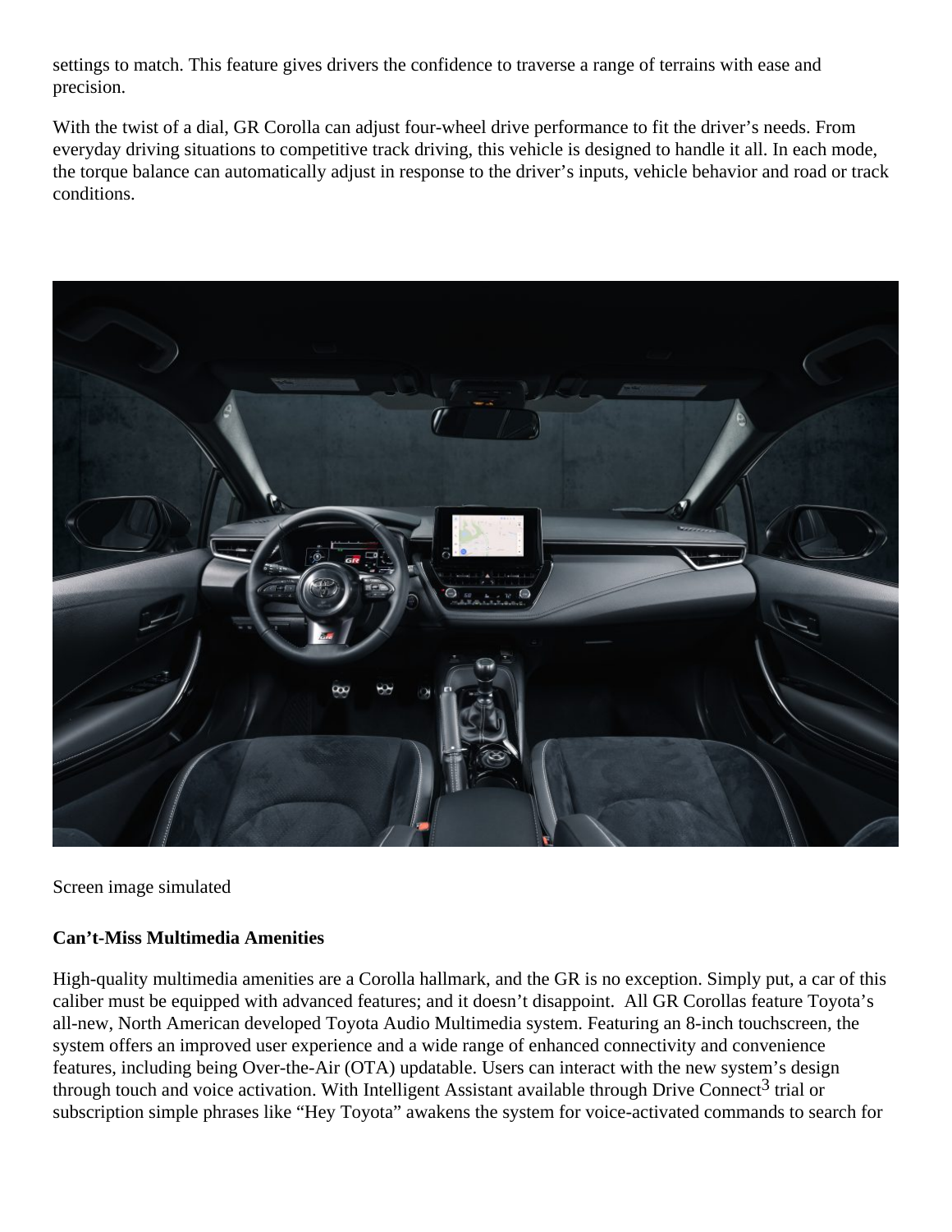settings to match. This feature gives drivers the confidence to traverse a range of terrains with ease and precision.

With the twist of a dial, GR Corolla can adjust four-wheel drive performance to fit the driver’s needs. From everyday driving situations to competitive track driving, this vehicle is designed to handle it all. In each mode, the torque balance can automatically adjust in response to the driver’s inputs, vehicle behavior and road or track conditions.

Screen image simulated

**Can’t-Miss Multimedia Amenities**

High-quality multimedia amenities are a Corolla hallmark, and the GR is no exception. Simply put, a car of this caliber must be equipped with advanced features; and it doesn’t disappoint. All GR Corollas feature Toyota’s all-new, North American developed Toyota Audio Multimedia system. Featuring an 8-inch touchscreen, the system offers an improved user experience and a wide range of enhanced connectivity and convenience features, including being Over-the-Air (OTA) updatable. Users can interact with the new system’s design through touch and voice activation. With Intelligent Assistant available through Drive Connect[3] trial or subscription simple phrases like “Hey Toyota” awakens the system for voice-activated commands to search for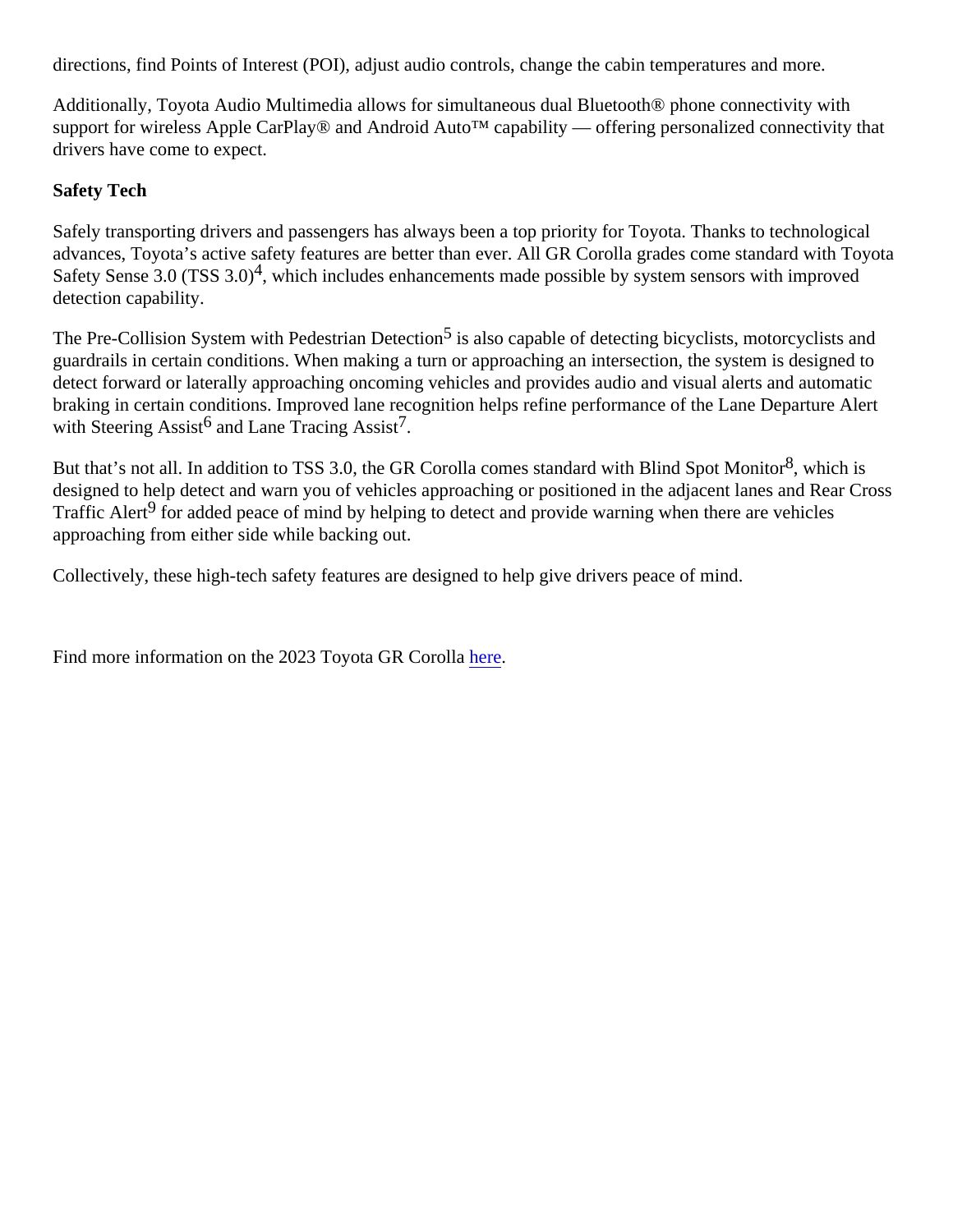directions, find Points of Interest (POI), adjust audio controls, change the cabin temperatures and more.

Additionally, Toyota Audio Multimedia allows for simultaneous dual Bluetooth® phone connectivity with support for wireless Apple CarPlay® and Android Auto™ capability — offering personalized connectivity that drivers have come to expect.

**Safety Tech**

Safely transporting drivers and passengers has always been a top priority for Toyota. Thanks to technological advances, Toyota's active safety features are better than ever. All GR Corolla grades come standard with Toyota Safety Sense 3.0 (TSS 3.0)[4], which includes enhancements made possible by system sensors with improved detection capability.

The Pre-Collision System with Pedestrian Detection[5] is also capable of detecting bicyclists, motorcyclists and guardrails in certain conditions. When making a turn or approaching an intersection, the system is designed to detect forward or laterally approaching oncoming vehicles and provides audio and visual alerts and automatic braking in certain conditions. Improved lane recognition helps refine performance of the Lane Departure Alert with Steering Assist[6] and Lane Tracing Assist[7].

But that's not all. In addition to TSS 3.0, the GR Corolla comes standard with Blind Spot Monitor[8], which is designed to help detect and warn you of vehicles approaching or positioned in the adjacent lanes and Rear Cross Traffic Alert[9] for added peace of mind by helping to detect and provide warning when there are vehicles approaching from either side while backing out.

Collectively, these high-tech safety features are designed to help give drivers peace of mind.

Find more information on the 2023 Toyota GR Corolla here.